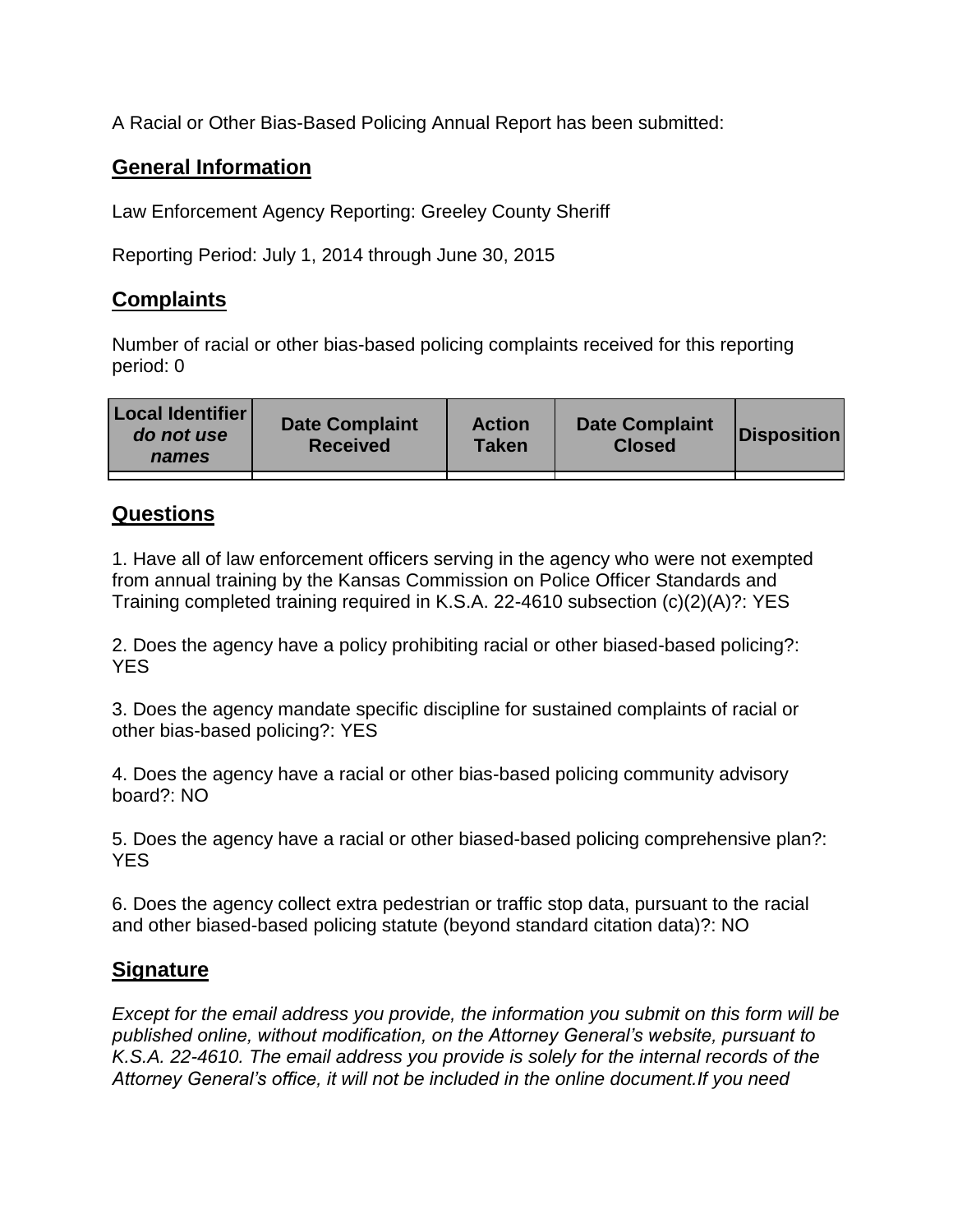A Racial or Other Bias-Based Policing Annual Report has been submitted:

## General Information

Law Enforcement Agency Reporting: Greeley County Sheriff

Reporting Period: July 1, 2014 through June 30, 2015

## Complaints

Number of racial or other bias-based policing complaints received for this reporting period: 0

| Local Identifier *do not use names* | Date Complaint Received | Action Taken | Date Complaint Closed | Disposition |
|---|---|---|---|---|
| | | | | |

## Questions

1. Have all of law enforcement officers serving in the agency who were not exempted from annual training by the Kansas Commission on Police Officer Standards and Training completed training required in K.S.A. 22-4610 subsection (c)(2)(A)?: YES

2. Does the agency have a policy prohibiting racial or other biased-based policing?: YES

3. Does the agency mandate specific discipline for sustained complaints of racial or other bias-based policing?: YES

4. Does the agency have a racial or other bias-based policing community advisory board?: NO

5. Does the agency have a racial or other biased-based policing comprehensive plan?: YES

6. Does the agency collect extra pedestrian or traffic stop data, pursuant to the racial and other biased-based policing statute (beyond standard citation data)?: NO

## Signature

*Except for the email address you provide, the information you submit on this form will be published online, without modification, on the Attorney General's website, pursuant to K.S.A. 22-4610. The email address you provide is solely for the internal records of the Attorney General's office, it will not be included in the online document.If you need*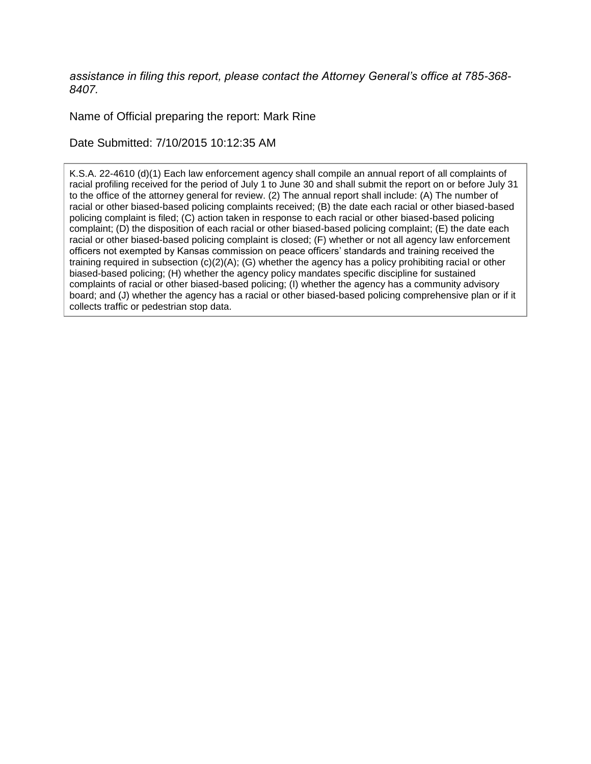*assistance in filing this report, please contact the Attorney General's office at 785-368-8407.*

Name of Official preparing the report: Mark Rine

Date Submitted: 7/10/2015 10:12:35 AM

K.S.A. 22-4610 (d)(1) Each law enforcement agency shall compile an annual report of all complaints of racial profiling received for the period of July 1 to June 30 and shall submit the report on or before July 31 to the office of the attorney general for review. (2) The annual report shall include: (A) The number of racial or other biased-based policing complaints received; (B) the date each racial or other biased-based policing complaint is filed; (C) action taken in response to each racial or other biased-based policing complaint; (D) the disposition of each racial or other biased-based policing complaint; (E) the date each racial or other biased-based policing complaint is closed; (F) whether or not all agency law enforcement officers not exempted by Kansas commission on peace officers' standards and training received the training required in subsection (c)(2)(A); (G) whether the agency has a policy prohibiting racial or other biased-based policing; (H) whether the agency policy mandates specific discipline for sustained complaints of racial or other biased-based policing; (I) whether the agency has a community advisory board; and (J) whether the agency has a racial or other biased-based policing comprehensive plan or if it collects traffic or pedestrian stop data.